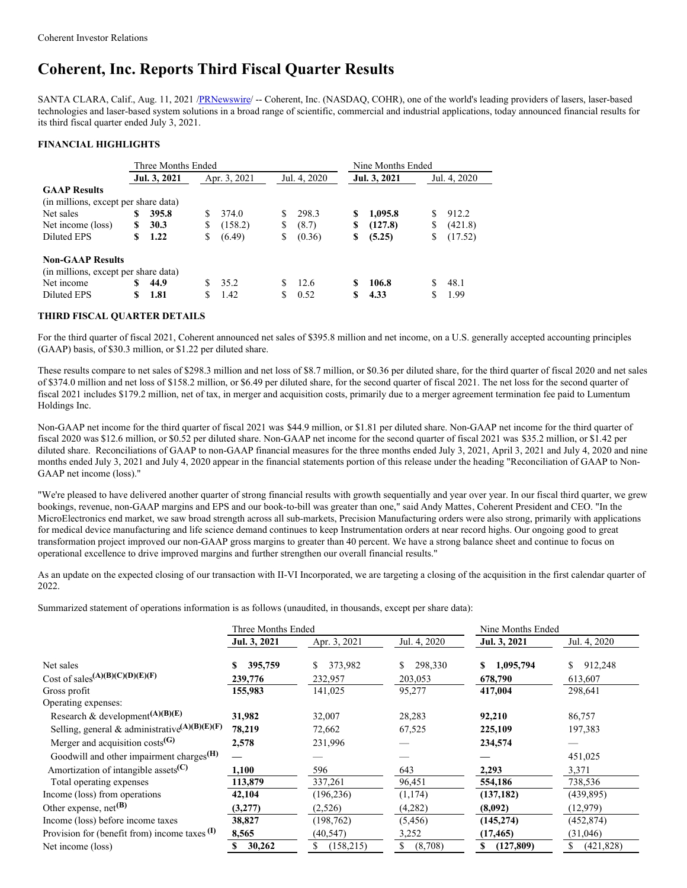Coherent Investor Relations

# Coherent, Inc. Reports Third Fiscal Quarter Results

SANTA CLARA, Calif., Aug. 11, 2021 /PRNewswire/ -- Coherent, Inc. (NASDAQ, COHR), one of the world's leading providers of lasers, laser-based technologies and laser-based system solutions in a broad range of scientific, commercial and industrial applications, today announced financial results for its third fiscal quarter ended July 3, 2021.

**FINANCIAL HIGHLIGHTS**

| | Three Months Ended | | | Nine Months Ended | |
|---|---|---|---|---|---|
| | **Jul. 3, 2021** | Apr. 3, 2021 | Jul. 4, 2020 | **Jul. 3, 2021** | Jul. 4, 2020 |
| **GAAP Results** | | | | | |
| (in millions, except per share data) | | | | | |
| Net sales | **$ 395.8** | $ 374.0 | $ 298.3 | **$ 1,095.8** | $ 912.2 |
| Net income (loss) | **$ 30.3** | $ (158.2) | $ (8.7) | **$ (127.8)** | $ (421.8) |
| Diluted EPS | **$ 1.22** | $ (6.49) | $ (0.36) | **$ (5.25)** | $ (17.52) |
| **Non-GAAP Results** | | | | | |
| (in millions, except per share data) | | | | | |
| Net income | **$ 44.9** | $ 35.2 | $ 12.6 | **$ 106.8** | $ 48.1 |
| Diluted EPS | **$ 1.81** | $ 1.42 | $ 0.52 | **$ 4.33** | $ 1.99 |

**THIRD FISCAL QUARTER DETAILS**

For the third quarter of fiscal 2021, Coherent announced net sales of $395.8 million and net income, on a U.S. generally accepted accounting principles (GAAP) basis, of $30.3 million, or $1.22 per diluted share.

These results compare to net sales of $298.3 million and net loss of $8.7 million, or $0.36 per diluted share, for the third quarter of fiscal 2020 and net sales of $374.0 million and net loss of $158.2 million, or $6.49 per diluted share, for the second quarter of fiscal 2021. The net loss for the second quarter of fiscal 2021 includes $179.2 million, net of tax, in merger and acquisition costs, primarily due to a merger agreement termination fee paid to Lumentum Holdings Inc.

Non-GAAP net income for the third quarter of fiscal 2021 was $44.9 million, or $1.81 per diluted share. Non-GAAP net income for the third quarter of fiscal 2020 was $12.6 million, or $0.52 per diluted share. Non-GAAP net income for the second quarter of fiscal 2021 was $35.2 million, or $1.42 per diluted share. Reconciliations of GAAP to non-GAAP financial measures for the three months ended July 3, 2021, April 3, 2021 and July 4, 2020 and nine months ended July 3, 2021 and July 4, 2020 appear in the financial statements portion of this release under the heading "Reconciliation of GAAP to Non-GAAP net income (loss)."

"We're pleased to have delivered another quarter of strong financial results with growth sequentially and year over year. In our fiscal third quarter, we grew bookings, revenue, non-GAAP margins and EPS and our book-to-bill was greater than one," said Andy Mattes, Coherent President and CEO. "In the MicroElectronics end market, we saw broad strength across all sub-markets, Precision Manufacturing orders were also strong, primarily with applications for medical device manufacturing and life science demand continues to keep Instrumentation orders at near record highs. Our ongoing good to great transformation project improved our non-GAAP gross margins to greater than 40 percent. We have a strong balance sheet and continue to focus on operational excellence to drive improved margins and further strengthen our overall financial results."

As an update on the expected closing of our transaction with II-VI Incorporated, we are targeting a closing of the acquisition in the first calendar quarter of 2022.

Summarized statement of operations information is as follows (unaudited, in thousands, except per share data):

| | Three Months Ended | | | Nine Months Ended | |
|---|---|---|---|---|---|
| | **Jul. 3, 2021** | Apr. 3, 2021 | Jul. 4, 2020 | **Jul. 3, 2021** | Jul. 4, 2020 |
| Net sales | **$ 395,759** | $ 373,982 | $ 298,330 | **$ 1,095,794** | $ 912,248 |
| Cost of sales(A)(B)(C)(D)(E)(F) | **239,776** | 232,957 | 203,053 | **678,790** | 613,607 |
| Gross profit | **155,983** | 141,025 | 95,277 | **417,004** | 298,641 |
| Operating expenses: | | | | | |
| Research & development(A)(B)(E) | **31,982** | 32,007 | 28,283 | **92,210** | 86,757 |
| Selling, general & administrative(A)(B)(E)(F) | **78,219** | 72,662 | 67,525 | **225,109** | 197,383 |
| Merger and acquisition costs(G) | **2,578** | 231,996 | — | **234,574** | — |
| Goodwill and other impairment charges(H) | **—** | — | — | **—** | 451,025 |
| Amortization of intangible assets(C) | **1,100** | 596 | 643 | **2,293** | 3,371 |
| Total operating expenses | **113,879** | 337,261 | 96,451 | **554,186** | 738,536 |
| Income (loss) from operations | **42,104** | (196,236) | (1,174) | **(137,182)** | (439,895) |
| Other expense, net(B) | **(3,277)** | (2,526) | (4,282) | **(8,092)** | (12,979) |
| Income (loss) before income taxes | **38,827** | (198,762) | (5,456) | **(145,274)** | (452,874) |
| Provision for (benefit from) income taxes (I) | **8,565** | (40,547) | 3,252 | **(17,465)** | (31,046) |
| Net income (loss) | **$ 30,262** | $ (158,215) | $ (8,708) | **$ (127,809)** | $ (421,828) |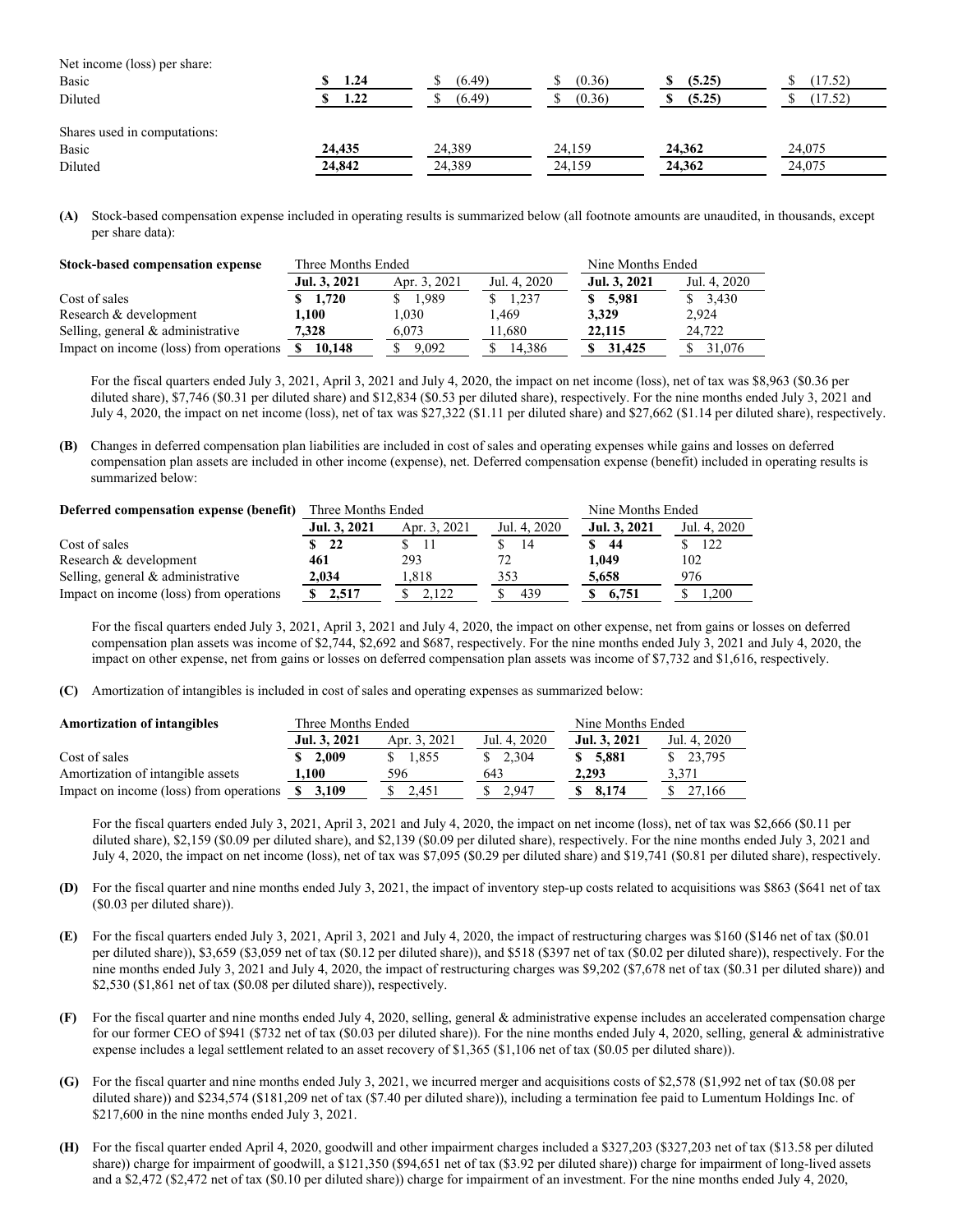| | | | | | |
|---|---|---|---|---|---|
| Net income (loss) per share: | | | | | |
| Basic | **$ 1.24** | $ (6.49) | $ (0.36) | **$ (5.25)** | $ (17.52) |
| Diluted | **$ 1.22** | $ (6.49) | $ (0.36) | **$ (5.25)** | $ (17.52) |
| Shares used in computations: | | | | | |
| Basic | **24,435** | 24,389 | 24,159 | **24,362** | 24,075 |
| Diluted | **24,842** | 24,389 | 24,159 | **24,362** | 24,075 |

**(A)** Stock-based compensation expense included in operating results is summarized below (all footnote amounts are unaudited, in thousands, except per share data):

| **Stock-based compensation expense** | Three Months Ended | | | Nine Months Ended | |
|---|---|---|---|---|---|
| | **Jul. 3, 2021** | Apr. 3, 2021 | Jul. 4, 2020 | **Jul. 3, 2021** | Jul. 4, 2020 |
| Cost of sales | **$ 1,720** | $ 1,989 | $ 1,237 | **$ 5,981** | $ 3,430 |
| Research & development | **1,100** | 1,030 | 1,469 | **3,329** | 2,924 |
| Selling, general & administrative | **7,328** | 6,073 | 11,680 | **22,115** | 24,722 |
| Impact on income (loss) from operations | **$ 10,148** | $ 9,092 | $ 14,386 | **$ 31,425** | $ 31,076 |

For the fiscal quarters ended July 3, 2021, April 3, 2021 and July 4, 2020, the impact on net income (loss), net of tax was $8,963 ($0.36 per diluted share), $7,746 ($0.31 per diluted share) and $12,834 ($0.53 per diluted share), respectively. For the nine months ended July 3, 2021 and July 4, 2020, the impact on net income (loss), net of tax was $27,322 ($1.11 per diluted share) and $27,662 ($1.14 per diluted share), respectively.

**(B)** Changes in deferred compensation plan liabilities are included in cost of sales and operating expenses while gains and losses on deferred compensation plan assets are included in other income (expense), net. Deferred compensation expense (benefit) included in operating results is summarized below:

| **Deferred compensation expense (benefit)** | Three Months Ended | | | Nine Months Ended | |
|---|---|---|---|---|---|
| | **Jul. 3, 2021** | Apr. 3, 2021 | Jul. 4, 2020 | **Jul. 3, 2021** | Jul. 4, 2020 |
| Cost of sales | **$ 22** | $ 11 | $ 14 | **$ 44** | $ 122 |
| Research & development | **461** | 293 | 72 | **1,049** | 102 |
| Selling, general & administrative | **2,034** | 1,818 | 353 | **5,658** | 976 |
| Impact on income (loss) from operations | **$ 2,517** | $ 2,122 | $ 439 | **$ 6,751** | $ 1,200 |

For the fiscal quarters ended July 3, 2021, April 3, 2021 and July 4, 2020, the impact on other expense, net from gains or losses on deferred compensation plan assets was income of $2,744, $2,692 and $687, respectively. For the nine months ended July 3, 2021 and July 4, 2020, the impact on other expense, net from gains or losses on deferred compensation plan assets was income of $7,732 and $1,616, respectively.

**(C)** Amortization of intangibles is included in cost of sales and operating expenses as summarized below:

| **Amortization of intangibles** | Three Months Ended | | | Nine Months Ended | |
|---|---|---|---|---|---|
| | **Jul. 3, 2021** | Apr. 3, 2021 | Jul. 4, 2020 | **Jul. 3, 2021** | Jul. 4, 2020 |
| Cost of sales | **$ 2,009** | $ 1,855 | $ 2,304 | **$ 5,881** | $ 23,795 |
| Amortization of intangible assets | **1,100** | 596 | 643 | **2,293** | 3,371 |
| Impact on income (loss) from operations | **$ 3,109** | $ 2,451 | $ 2,947 | **$ 8,174** | $ 27,166 |

For the fiscal quarters ended July 3, 2021, April 3, 2021 and July 4, 2020, the impact on net income (loss), net of tax was $2,666 ($0.11 per diluted share), $2,159 ($0.09 per diluted share), and $2,139 ($0.09 per diluted share), respectively. For the nine months ended July 3, 2021 and July 4, 2020, the impact on net income (loss), net of tax was $7,095 ($0.29 per diluted share) and $19,741 ($0.81 per diluted share), respectively.

**(D)** For the fiscal quarter and nine months ended July 3, 2021, the impact of inventory step-up costs related to acquisitions was $863 ($641 net of tax ($0.03 per diluted share)).

**(E)** For the fiscal quarters ended July 3, 2021, April 3, 2021 and July 4, 2020, the impact of restructuring charges was $160 ($146 net of tax ($0.01 per diluted share)), $3,659 ($3,059 net of tax ($0.12 per diluted share)), and $518 ($397 net of tax ($0.02 per diluted share)), respectively. For the nine months ended July 3, 2021 and July 4, 2020, the impact of restructuring charges was $9,202 ($7,678 net of tax ($0.31 per diluted share)) and $2,530 ($1,861 net of tax ($0.08 per diluted share)), respectively.

**(F)** For the fiscal quarter and nine months ended July 4, 2020, selling, general & administrative expense includes an accelerated compensation charge for our former CEO of $941 ($732 net of tax ($0.03 per diluted share)). For the nine months ended July 4, 2020, selling, general & administrative expense includes a legal settlement related to an asset recovery of $1,365 ($1,106 net of tax ($0.05 per diluted share)).

**(G)** For the fiscal quarter and nine months ended July 3, 2021, we incurred merger and acquisitions costs of $2,578 ($1,992 net of tax ($0.08 per diluted share)) and $234,574 ($181,209 net of tax ($7.40 per diluted share)), including a termination fee paid to Lumentum Holdings Inc. of $217,600 in the nine months ended July 3, 2021.

**(H)** For the fiscal quarter ended April 4, 2020, goodwill and other impairment charges included a $327,203 ($327,203 net of tax ($13.58 per diluted share)) charge for impairment of goodwill, a $121,350 ($94,651 net of tax ($3.92 per diluted share)) charge for impairment of long-lived assets and a $2,472 ($2,472 net of tax ($0.10 per diluted share)) charge for impairment of an investment. For the nine months ended July 4, 2020,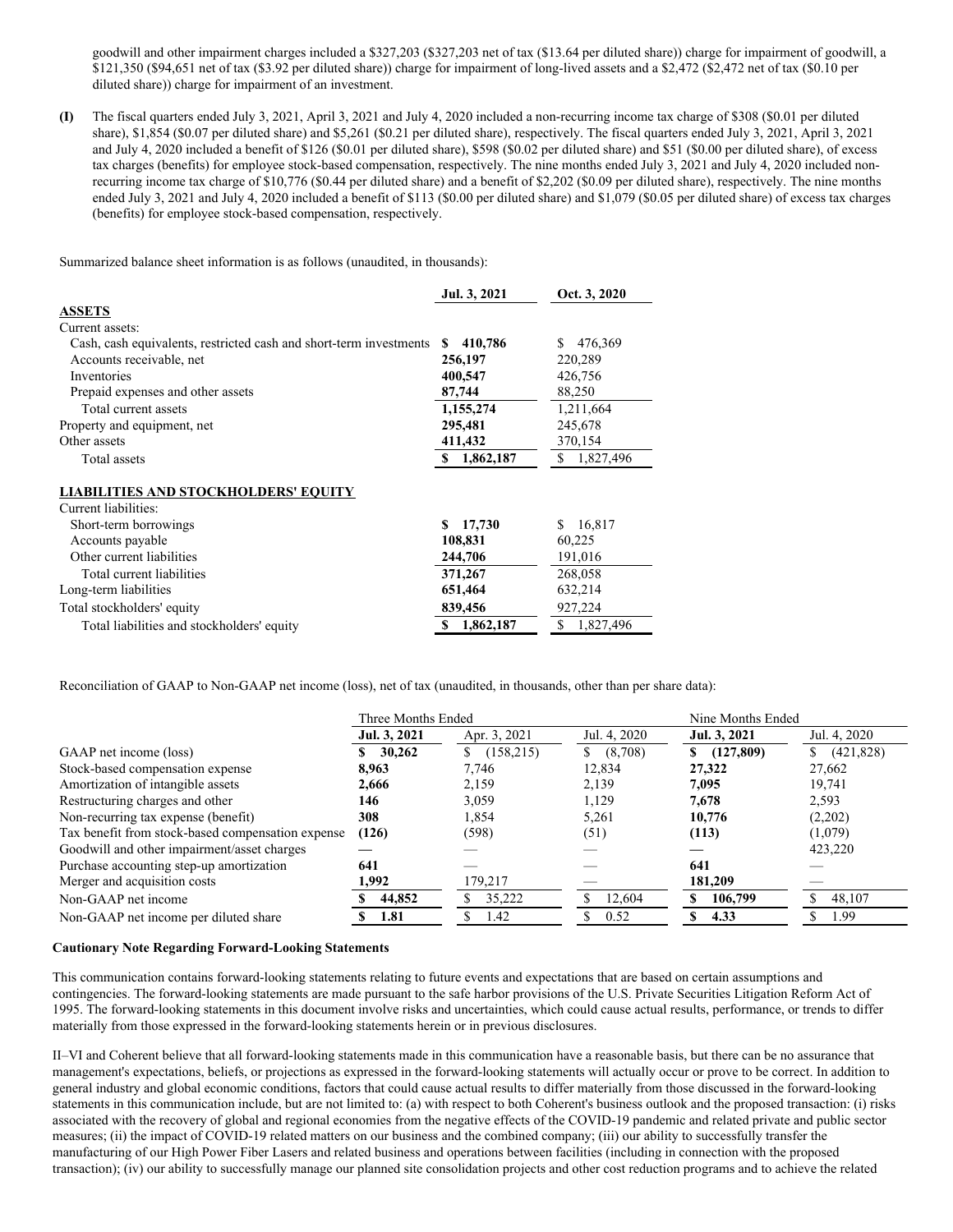goodwill and other impairment charges included a $327,203 ($327,203 net of tax ($13.64 per diluted share)) charge for impairment of goodwill, a $121,350 ($94,651 net of tax ($3.92 per diluted share)) charge for impairment of long-lived assets and a $2,472 ($2,472 net of tax ($0.10 per diluted share)) charge for impairment of an investment.

**(I)** The fiscal quarters ended July 3, 2021, April 3, 2021 and July 4, 2020 included a non-recurring income tax charge of $308 ($0.01 per diluted share), $1,854 ($0.07 per diluted share) and $5,261 ($0.21 per diluted share), respectively. The fiscal quarters ended July 3, 2021, April 3, 2021 and July 4, 2020 included a benefit of $126 ($0.01 per diluted share), $598 ($0.02 per diluted share) and $51 ($0.00 per diluted share), of excess tax charges (benefits) for employee stock-based compensation, respectively. The nine months ended July 3, 2021 and July 4, 2020 included non-recurring income tax charge of $10,776 ($0.44 per diluted share) and a benefit of $2,202 ($0.09 per diluted share), respectively. The nine months ended July 3, 2021 and July 4, 2020 included a benefit of $113 ($0.00 per diluted share) and $1,079 ($0.05 per diluted share) of excess tax charges (benefits) for employee stock-based compensation, respectively.

Summarized balance sheet information is as follows (unaudited, in thousands):

| | Jul. 3, 2021 | Oct. 3, 2020 |
|---|---|---|
| **ASSETS** | | |
| Current assets: | | |
| Cash, cash equivalents, restricted cash and short-term investments | **$ 410,786** | $ 476,369 |
| Accounts receivable, net | **256,197** | 220,289 |
| Inventories | **400,547** | 426,756 |
| Prepaid expenses and other assets | **87,744** | 88,250 |
| Total current assets | **1,155,274** | 1,211,664 |
| Property and equipment, net | **295,481** | 245,678 |
| Other assets | **411,432** | 370,154 |
| Total assets | **$ 1,862,187** | $ 1,827,496 |
| **LIABILITIES AND STOCKHOLDERS' EQUITY** | | |
| Current liabilities: | | |
| Short-term borrowings | **$ 17,730** | $ 16,817 |
| Accounts payable | **108,831** | 60,225 |
| Other current liabilities | **244,706** | 191,016 |
| Total current liabilities | **371,267** | 268,058 |
| Long-term liabilities | **651,464** | 632,214 |
| Total stockholders' equity | **839,456** | 927,224 |
| Total liabilities and stockholders' equity | **$ 1,862,187** | $ 1,827,496 |

Reconciliation of GAAP to Non-GAAP net income (loss), net of tax (unaudited, in thousands, other than per share data):

| | Three Months Ended | | | Nine Months Ended | |
|---|---|---|---|---|---|
| | Jul. 3, 2021 | Apr. 3, 2021 | Jul. 4, 2020 | Jul. 3, 2021 | Jul. 4, 2020 |
| GAAP net income (loss) | **$ 30,262** | $ (158,215) | $ (8,708) | **$ (127,809)** | $ (421,828) |
| Stock-based compensation expense | **8,963** | 7,746 | 12,834 | **27,322** | 27,662 |
| Amortization of intangible assets | **2,666** | 2,159 | 2,139 | **7,095** | 19,741 |
| Restructuring charges and other | **146** | 3,059 | 1,129 | **7,678** | 2,593 |
| Non-recurring tax expense (benefit) | **308** | 1,854 | 5,261 | **10,776** | (2,202) |
| Tax benefit from stock-based compensation expense | **(126)** | (598) | (51) | **(113)** | (1,079) |
| Goodwill and other impairment/asset charges | **—** | — | — | **—** | 423,220 |
| Purchase accounting step-up amortization | **641** | — | — | **641** | — |
| Merger and acquisition costs | **1,992** | 179,217 | — | **181,209** | — |
| Non-GAAP net income | **$ 44,852** | $ 35,222 | $ 12,604 | **$ 106,799** | $ 48,107 |
| Non-GAAP net income per diluted share | **$ 1.81** | $ 1.42 | $ 0.52 | **$ 4.33** | $ 1.99 |

**Cautionary Note Regarding Forward-Looking Statements**

This communication contains forward-looking statements relating to future events and expectations that are based on certain assumptions and contingencies. The forward-looking statements are made pursuant to the safe harbor provisions of the U.S. Private Securities Litigation Reform Act of 1995. The forward-looking statements in this document involve risks and uncertainties, which could cause actual results, performance, or trends to differ materially from those expressed in the forward-looking statements herein or in previous disclosures.

II–VI and Coherent believe that all forward-looking statements made in this communication have a reasonable basis, but there can be no assurance that management's expectations, beliefs, or projections as expressed in the forward-looking statements will actually occur or prove to be correct. In addition to general industry and global economic conditions, factors that could cause actual results to differ materially from those discussed in the forward-looking statements in this communication include, but are not limited to: (a) with respect to both Coherent's business outlook and the proposed transaction: (i) risks associated with the recovery of global and regional economies from the negative effects of the COVID-19 pandemic and related private and public sector measures; (ii) the impact of COVID-19 related matters on our business and the combined company; (iii) our ability to successfully transfer the manufacturing of our High Power Fiber Lasers and related business and operations between facilities (including in connection with the proposed transaction); (iv) our ability to successfully manage our planned site consolidation projects and other cost reduction programs and to achieve the related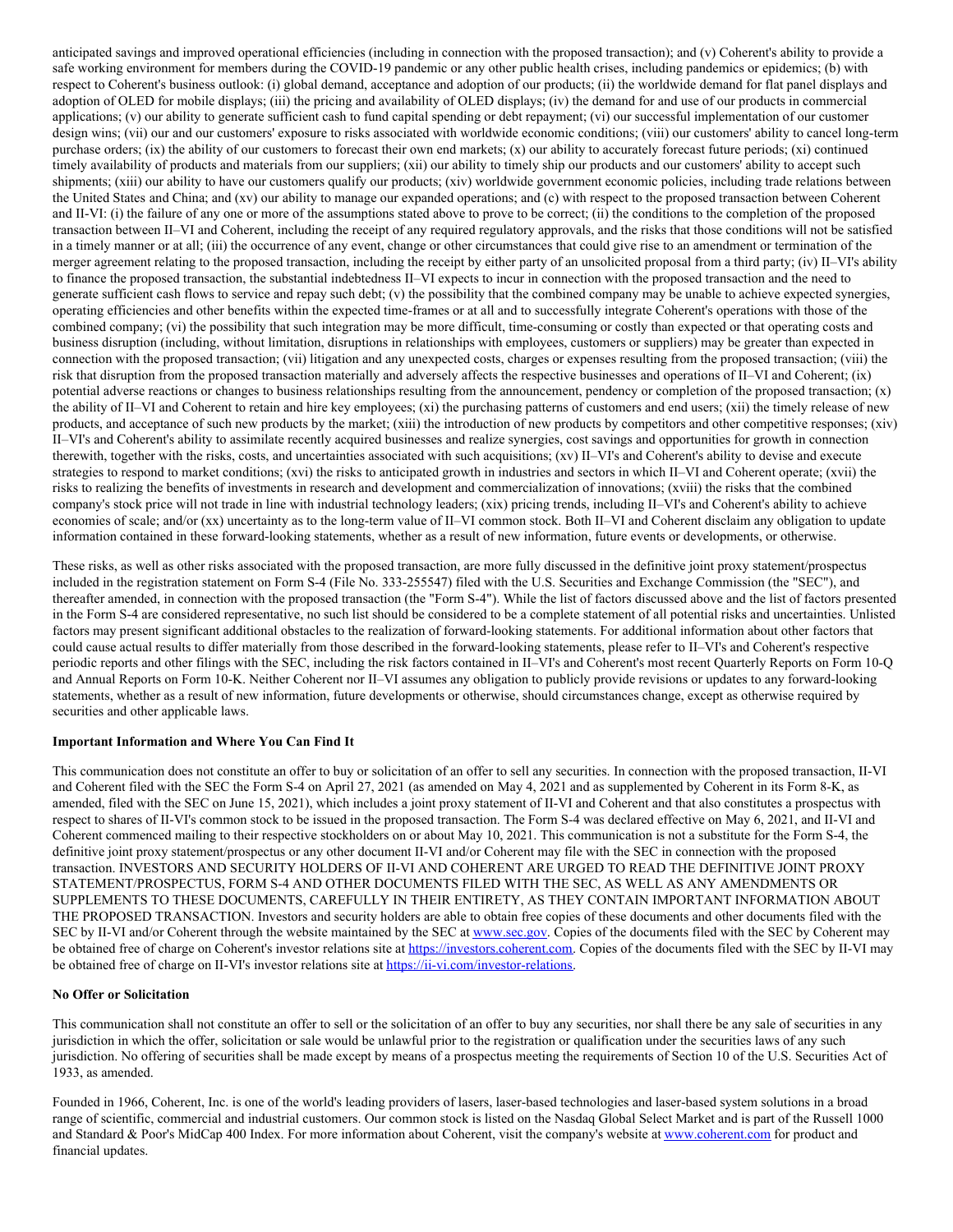anticipated savings and improved operational efficiencies (including in connection with the proposed transaction); and (v) Coherent's ability to provide a safe working environment for members during the COVID-19 pandemic or any other public health crises, including pandemics or epidemics; (b) with respect to Coherent's business outlook: (i) global demand, acceptance and adoption of our products; (ii) the worldwide demand for flat panel displays and adoption of OLED for mobile displays; (iii) the pricing and availability of OLED displays; (iv) the demand for and use of our products in commercial applications; (v) our ability to generate sufficient cash to fund capital spending or debt repayment; (vi) our successful implementation of our customer design wins; (vii) our and our customers' exposure to risks associated with worldwide economic conditions; (viii) our customers' ability to cancel long-term purchase orders; (ix) the ability of our customers to forecast their own end markets; (x) our ability to accurately forecast future periods; (xi) continued timely availability of products and materials from our suppliers; (xii) our ability to timely ship our products and our customers' ability to accept such shipments; (xiii) our ability to have our customers qualify our products; (xiv) worldwide government economic policies, including trade relations between the United States and China; and (xv) our ability to manage our expanded operations; and (c) with respect to the proposed transaction between Coherent and II-VI: (i) the failure of any one or more of the assumptions stated above to prove to be correct; (ii) the conditions to the completion of the proposed transaction between II–VI and Coherent, including the receipt of any required regulatory approvals, and the risks that those conditions will not be satisfied in a timely manner or at all; (iii) the occurrence of any event, change or other circumstances that could give rise to an amendment or termination of the merger agreement relating to the proposed transaction, including the receipt by either party of an unsolicited proposal from a third party; (iv) II–VI's ability to finance the proposed transaction, the substantial indebtedness II–VI expects to incur in connection with the proposed transaction and the need to generate sufficient cash flows to service and repay such debt; (v) the possibility that the combined company may be unable to achieve expected synergies, operating efficiencies and other benefits within the expected time-frames or at all and to successfully integrate Coherent's operations with those of the combined company; (vi) the possibility that such integration may be more difficult, time-consuming or costly than expected or that operating costs and business disruption (including, without limitation, disruptions in relationships with employees, customers or suppliers) may be greater than expected in connection with the proposed transaction; (vii) litigation and any unexpected costs, charges or expenses resulting from the proposed transaction; (viii) the risk that disruption from the proposed transaction materially and adversely affects the respective businesses and operations of II–VI and Coherent; (ix) potential adverse reactions or changes to business relationships resulting from the announcement, pendency or completion of the proposed transaction; (x) the ability of II–VI and Coherent to retain and hire key employees; (xi) the purchasing patterns of customers and end users; (xii) the timely release of new products, and acceptance of such new products by the market; (xiii) the introduction of new products by competitors and other competitive responses; (xiv) II–VI's and Coherent's ability to assimilate recently acquired businesses and realize synergies, cost savings and opportunities for growth in connection therewith, together with the risks, costs, and uncertainties associated with such acquisitions; (xv) II–VI's and Coherent's ability to devise and execute strategies to respond to market conditions; (xvi) the risks to anticipated growth in industries and sectors in which II–VI and Coherent operate; (xvii) the risks to realizing the benefits of investments in research and development and commercialization of innovations; (xviii) the risks that the combined company's stock price will not trade in line with industrial technology leaders; (xix) pricing trends, including II–VI's and Coherent's ability to achieve economies of scale; and/or (xx) uncertainty as to the long-term value of II–VI common stock. Both II–VI and Coherent disclaim any obligation to update information contained in these forward-looking statements, whether as a result of new information, future events or developments, or otherwise.

These risks, as well as other risks associated with the proposed transaction, are more fully discussed in the definitive joint proxy statement/prospectus included in the registration statement on Form S-4 (File No. 333-255547) filed with the U.S. Securities and Exchange Commission (the "SEC"), and thereafter amended, in connection with the proposed transaction (the "Form S-4"). While the list of factors discussed above and the list of factors presented in the Form S-4 are considered representative, no such list should be considered to be a complete statement of all potential risks and uncertainties. Unlisted factors may present significant additional obstacles to the realization of forward-looking statements. For additional information about other factors that could cause actual results to differ materially from those described in the forward-looking statements, please refer to II–VI's and Coherent's respective periodic reports and other filings with the SEC, including the risk factors contained in II–VI's and Coherent's most recent Quarterly Reports on Form 10-Q and Annual Reports on Form 10-K. Neither Coherent nor II–VI assumes any obligation to publicly provide revisions or updates to any forward-looking statements, whether as a result of new information, future developments or otherwise, should circumstances change, except as otherwise required by securities and other applicable laws.

**Important Information and Where You Can Find It**

This communication does not constitute an offer to buy or solicitation of an offer to sell any securities. In connection with the proposed transaction, II-VI and Coherent filed with the SEC the Form S-4 on April 27, 2021 (as amended on May 4, 2021 and as supplemented by Coherent in its Form 8-K, as amended, filed with the SEC on June 15, 2021), which includes a joint proxy statement of II-VI and Coherent and that also constitutes a prospectus with respect to shares of II-VI's common stock to be issued in the proposed transaction. The Form S-4 was declared effective on May 6, 2021, and II-VI and Coherent commenced mailing to their respective stockholders on or about May 10, 2021. This communication is not a substitute for the Form S-4, the definitive joint proxy statement/prospectus or any other document II-VI and/or Coherent may file with the SEC in connection with the proposed transaction. INVESTORS AND SECURITY HOLDERS OF II-VI AND COHERENT ARE URGED TO READ THE DEFINITIVE JOINT PROXY STATEMENT/PROSPECTUS, FORM S-4 AND OTHER DOCUMENTS FILED WITH THE SEC, AS WELL AS ANY AMENDMENTS OR SUPPLEMENTS TO THESE DOCUMENTS, CAREFULLY IN THEIR ENTIRETY, AS THEY CONTAIN IMPORTANT INFORMATION ABOUT THE PROPOSED TRANSACTION. Investors and security holders are able to obtain free copies of these documents and other documents filed with the SEC by II-VI and/or Coherent through the website maintained by the SEC at www.sec.gov. Copies of the documents filed with the SEC by Coherent may be obtained free of charge on Coherent's investor relations site at https://investors.coherent.com. Copies of the documents filed with the SEC by II-VI may be obtained free of charge on II-VI's investor relations site at https://ii-vi.com/investor-relations.

**No Offer or Solicitation**

This communication shall not constitute an offer to sell or the solicitation of an offer to buy any securities, nor shall there be any sale of securities in any jurisdiction in which the offer, solicitation or sale would be unlawful prior to the registration or qualification under the securities laws of any such jurisdiction. No offering of securities shall be made except by means of a prospectus meeting the requirements of Section 10 of the U.S. Securities Act of 1933, as amended.

Founded in 1966, Coherent, Inc. is one of the world's leading providers of lasers, laser-based technologies and laser-based system solutions in a broad range of scientific, commercial and industrial customers. Our common stock is listed on the Nasdaq Global Select Market and is part of the Russell 1000 and Standard & Poor's MidCap 400 Index. For more information about Coherent, visit the company's website at www.coherent.com for product and financial updates.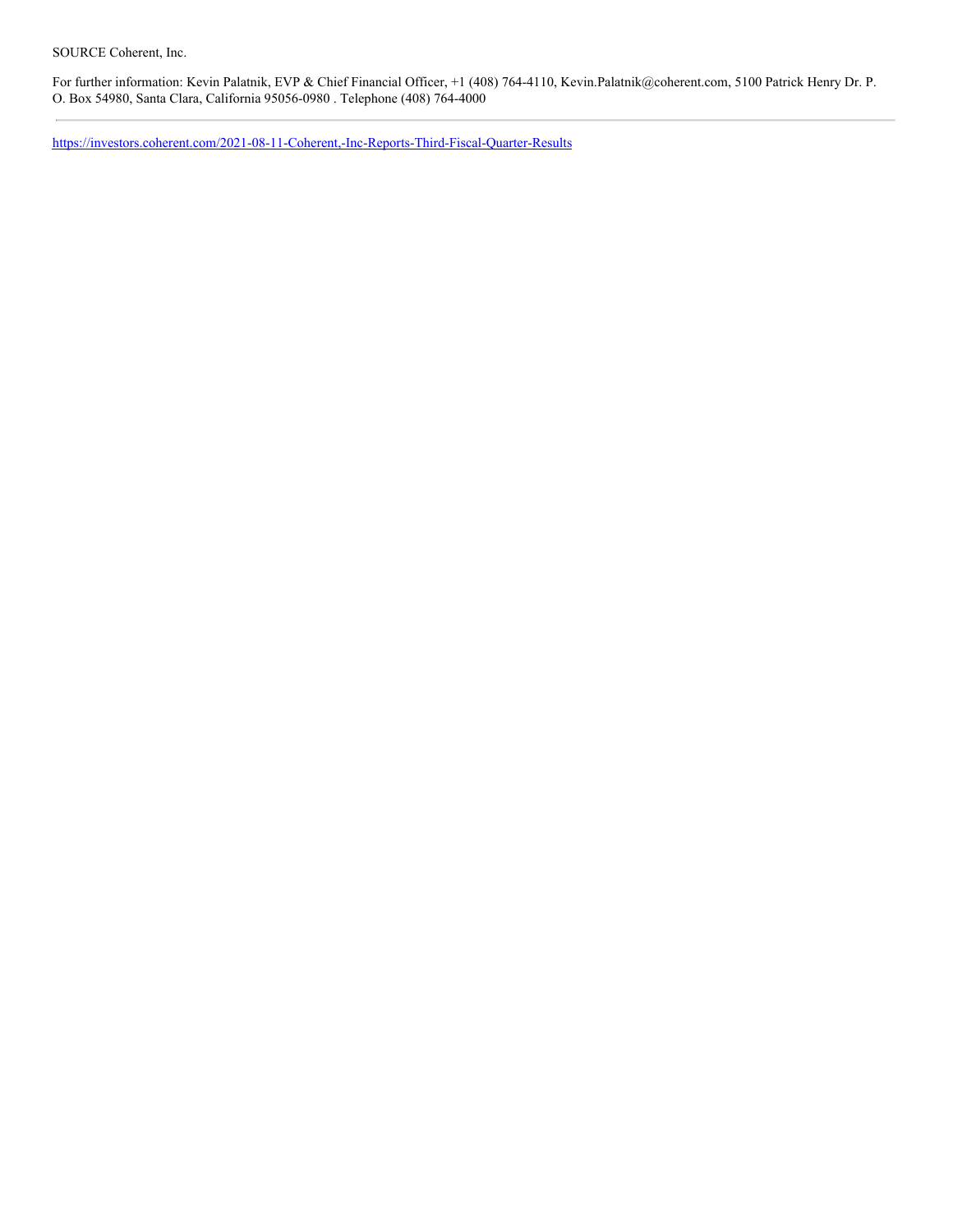SOURCE Coherent, Inc.

For further information: Kevin Palatnik, EVP & Chief Financial Officer, +1 (408) 764-4110, Kevin.Palatnik@coherent.com, 5100 Patrick Henry Dr. P. O. Box 54980, Santa Clara, California 95056-0980 . Telephone (408) 764-4000

---

https://investors.coherent.com/2021-08-11-Coherent,-Inc-Reports-Third-Fiscal-Quarter-Results